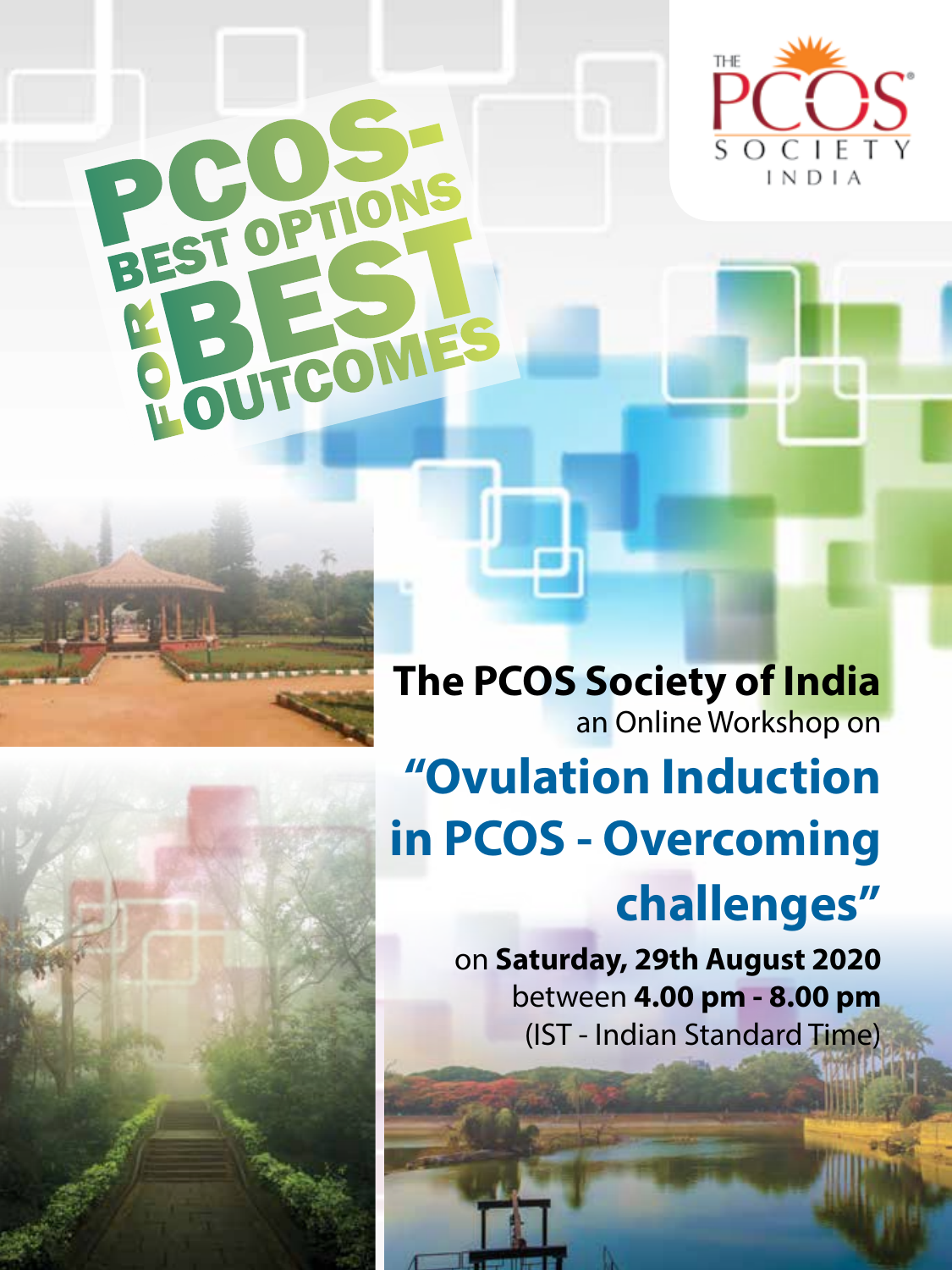# PCOS- BEST OPTIONS FOR BEST OUTCOMES

THE PCOS SOCIETY INDIA

**The PCOS Society of India**

an Online Workshop on

## "Ovulation Induction in PCOS - Overcoming challenges"

on **Saturday, 29th August 2020**

between **4.00 pm - 8.00 pm**

(IST - Indian Standard Time)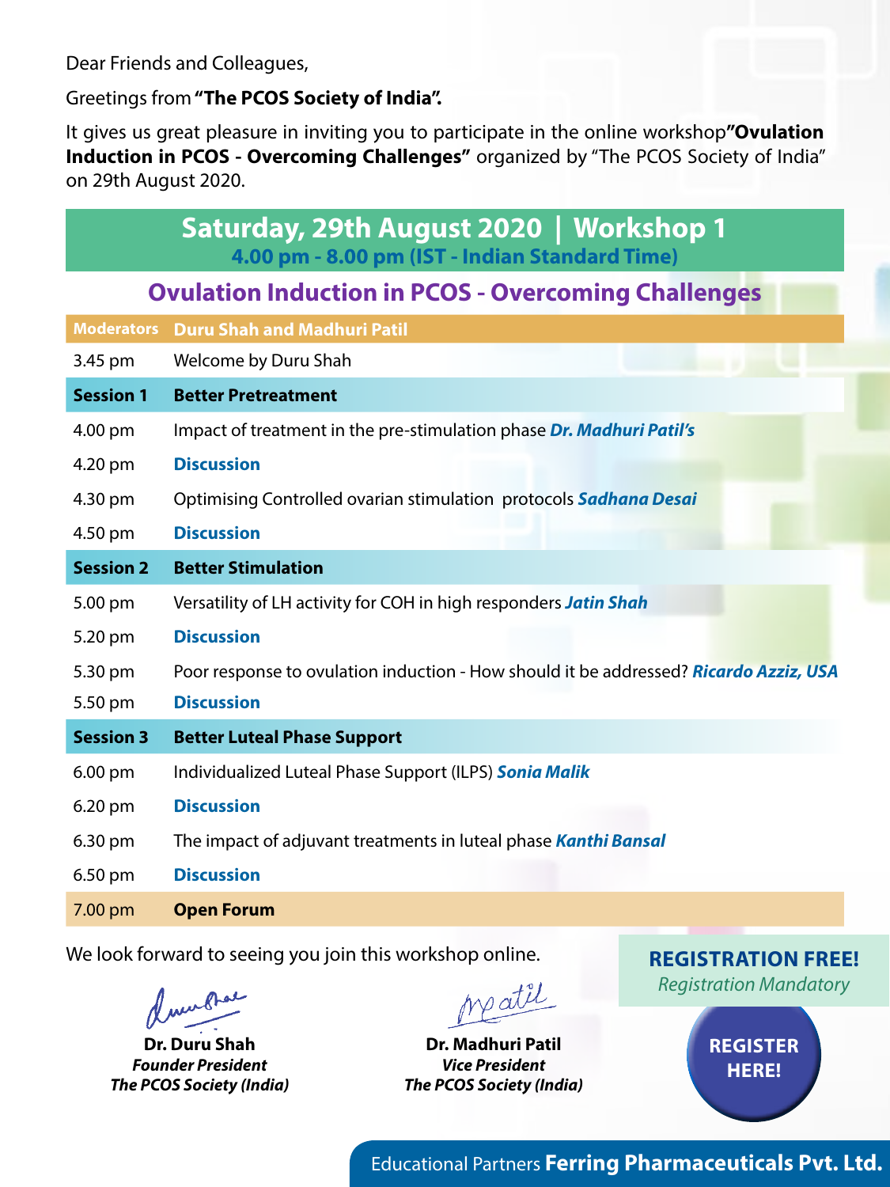Dear Friends and Colleagues,

Greetings from **"The PCOS Society of India".**

It gives us great pleasure in inviting you to participate in the online workshop **"Ovulation Induction in PCOS - Overcoming Challenges"** organized by "The PCOS Society of India" on 29th August 2020.

## Saturday, 29th August 2020 | Workshop 1

**4.00 pm - 8.00 pm (IST - Indian Standard Time)**

### Ovulation Induction in PCOS - Overcoming Challenges

| | |
|---|---|
| **Moderators** | **Duru Shah and Madhuri Patil** |
| 3.45 pm | Welcome by Duru Shah |
| **Session 1** | **Better Pretreatment** |
| 4.00 pm | Impact of treatment in the pre-stimulation phase ***Dr. Madhuri Patil's*** |
| 4.20 pm | **Discussion** |
| 4.30 pm | Optimising Controlled ovarian stimulation protocols ***Sadhana Desai*** |
| 4.50 pm | **Discussion** |
| **Session 2** | **Better Stimulation** |
| 5.00 pm | Versatility of LH activity for COH in high responders ***Jatin Shah*** |
| 5.20 pm | **Discussion** |
| 5.30 pm | Poor response to ovulation induction - How should it be addressed? ***Ricardo Azziz, USA*** |
| 5.50 pm | **Discussion** |
| **Session 3** | **Better Luteal Phase Support** |
| 6.00 pm | Individualized Luteal Phase Support (ILPS) ***Sonia Malik*** |
| 6.20 pm | **Discussion** |
| 6.30 pm | The impact of adjuvant treatments in luteal phase ***Kanthi Bansal*** |
| 6.50 pm | **Discussion** |
| 7.00 pm | **Open Forum** |

We look forward to seeing you join this workshop online.

**Dr. Duru Shah**
***Founder President***
***The PCOS Society (India)***

**Dr. Madhuri Patil**
***Vice President***
***The PCOS Society (India)***

**REGISTRATION FREE!**
*Registration Mandatory*

**REGISTER HERE!**

Educational Partners **Ferring Pharmaceuticals Pvt. Ltd.**